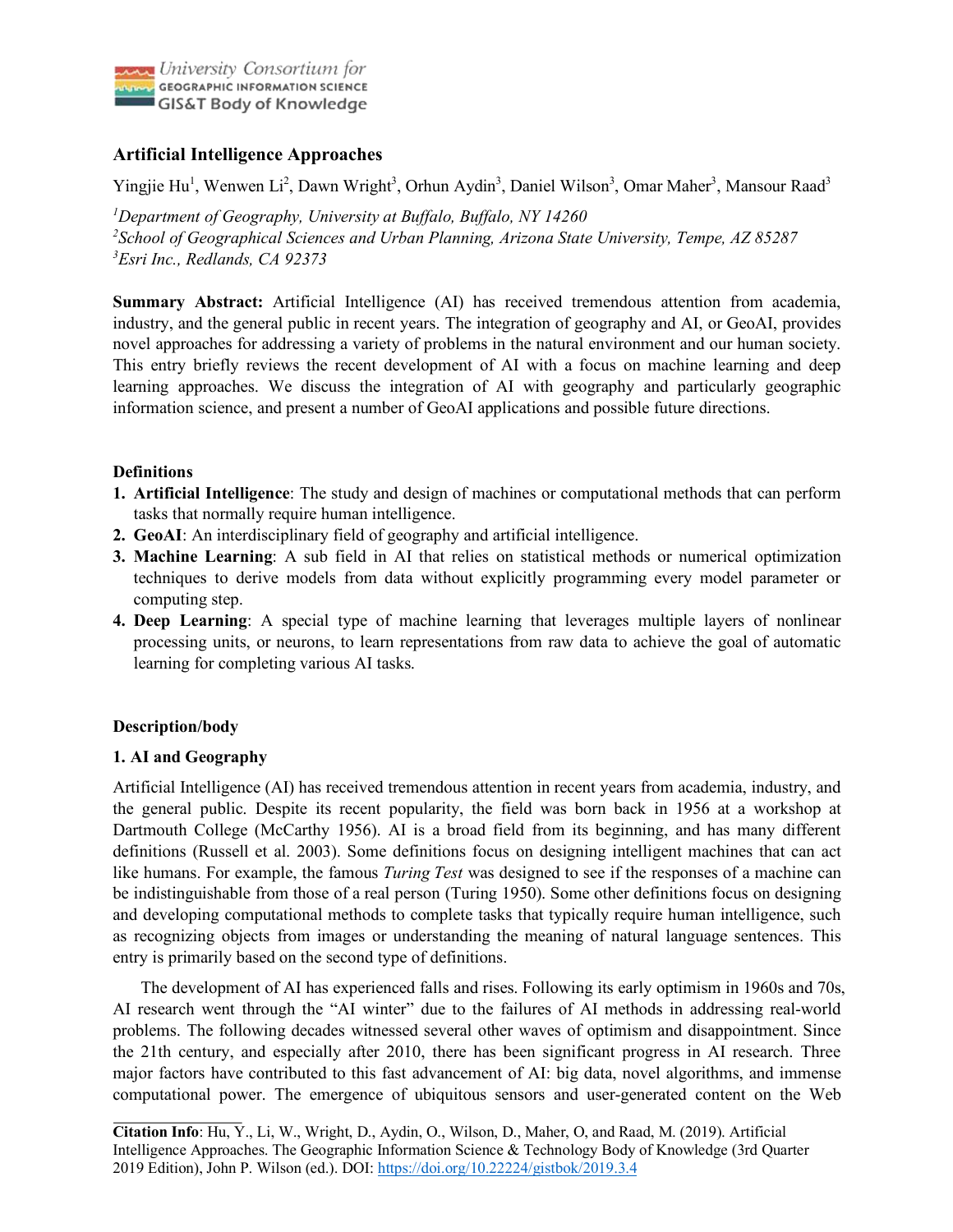University Consortium for GEOGRAPHIC INFORMATION SCIENCE
GIS&T Body of Knowledge

# Artificial Intelligence Approaches

Yingjie Hu[1], Wenwen Li[2], Dawn Wright[3], Orhun Aydin[3], Daniel Wilson[3], Omar Maher[3], Mansour Raad[3]

[1]*Department of Geography, University at Buffalo, Buffalo, NY 14260*
[2]*School of Geographical Sciences and Urban Planning, Arizona State University, Tempe, AZ 85287*
[3]*Esri Inc., Redlands, CA 92373*

**Summary Abstract:** Artificial Intelligence (AI) has received tremendous attention from academia, industry, and the general public in recent years. The integration of geography and AI, or GeoAI, provides novel approaches for addressing a variety of problems in the natural environment and our human society. This entry briefly reviews the recent development of AI with a focus on machine learning and deep learning approaches. We discuss the integration of AI with geography and particularly geographic information science, and present a number of GeoAI applications and possible future directions.

## Definitions

1. **Artificial Intelligence**: The study and design of machines or computational methods that can perform tasks that normally require human intelligence.
2. **GeoAI**: An interdisciplinary field of geography and artificial intelligence.
3. **Machine Learning**: A sub field in AI that relies on statistical methods or numerical optimization techniques to derive models from data without explicitly programming every model parameter or computing step.
4. **Deep Learning**: A special type of machine learning that leverages multiple layers of nonlinear processing units, or neurons, to learn representations from raw data to achieve the goal of automatic learning for completing various AI tasks.

## Description/body

### 1. AI and Geography

Artificial Intelligence (AI) has received tremendous attention in recent years from academia, industry, and the general public. Despite its recent popularity, the field was born back in 1956 at a workshop at Dartmouth College (McCarthy 1956). AI is a broad field from its beginning, and has many different definitions (Russell et al. 2003). Some definitions focus on designing intelligent machines that can act like humans. For example, the famous *Turing Test* was designed to see if the responses of a machine can be indistinguishable from those of a real person (Turing 1950). Some other definitions focus on designing and developing computational methods to complete tasks that typically require human intelligence, such as recognizing objects from images or understanding the meaning of natural language sentences. This entry is primarily based on the second type of definitions.

The development of AI has experienced falls and rises. Following its early optimism in 1960s and 70s, AI research went through the "AI winter" due to the failures of AI methods in addressing real-world problems. The following decades witnessed several other waves of optimism and disappointment. Since the 21th century, and especially after 2010, there has been significant progress in AI research. Three major factors have contributed to this fast advancement of AI: big data, novel algorithms, and immense computational power. The emergence of ubiquitous sensors and user-generated content on the Web

---

**Citation Info**: Hu, Y., Li, W., Wright, D., Aydin, O., Wilson, D., Maher, O, and Raad, M. (2019). Artificial Intelligence Approaches. The Geographic Information Science & Technology Body of Knowledge (3rd Quarter 2019 Edition), John P. Wilson (ed.). DOI: https://doi.org/10.22224/gistbok/2019.3.4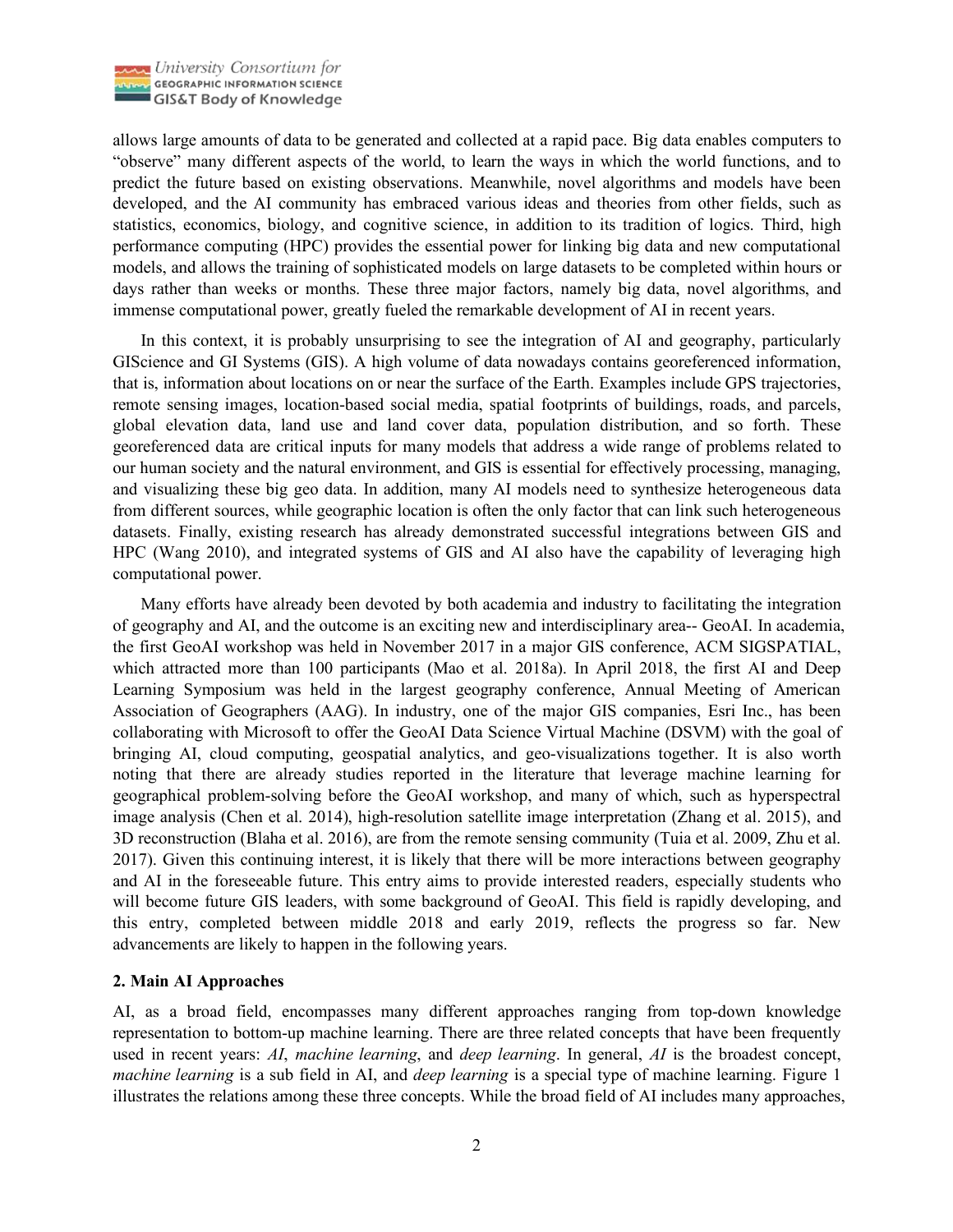allows large amounts of data to be generated and collected at a rapid pace. Big data enables computers to "observe" many different aspects of the world, to learn the ways in which the world functions, and to predict the future based on existing observations. Meanwhile, novel algorithms and models have been developed, and the AI community has embraced various ideas and theories from other fields, such as statistics, economics, biology, and cognitive science, in addition to its tradition of logics. Third, high performance computing (HPC) provides the essential power for linking big data and new computational models, and allows the training of sophisticated models on large datasets to be completed within hours or days rather than weeks or months. These three major factors, namely big data, novel algorithms, and immense computational power, greatly fueled the remarkable development of AI in recent years.

In this context, it is probably unsurprising to see the integration of AI and geography, particularly GIScience and GI Systems (GIS). A high volume of data nowadays contains georeferenced information, that is, information about locations on or near the surface of the Earth. Examples include GPS trajectories, remote sensing images, location-based social media, spatial footprints of buildings, roads, and parcels, global elevation data, land use and land cover data, population distribution, and so forth. These georeferenced data are critical inputs for many models that address a wide range of problems related to our human society and the natural environment, and GIS is essential for effectively processing, managing, and visualizing these big geo data. In addition, many AI models need to synthesize heterogeneous data from different sources, while geographic location is often the only factor that can link such heterogeneous datasets. Finally, existing research has already demonstrated successful integrations between GIS and HPC (Wang 2010), and integrated systems of GIS and AI also have the capability of leveraging high computational power.

Many efforts have already been devoted by both academia and industry to facilitating the integration of geography and AI, and the outcome is an exciting new and interdisciplinary area-- GeoAI. In academia, the first GeoAI workshop was held in November 2017 in a major GIS conference, ACM SIGSPATIAL, which attracted more than 100 participants (Mao et al. 2018a). In April 2018, the first AI and Deep Learning Symposium was held in the largest geography conference, Annual Meeting of American Association of Geographers (AAG). In industry, one of the major GIS companies, Esri Inc., has been collaborating with Microsoft to offer the GeoAI Data Science Virtual Machine (DSVM) with the goal of bringing AI, cloud computing, geospatial analytics, and geo-visualizations together. It is also worth noting that there are already studies reported in the literature that leverage machine learning for geographical problem-solving before the GeoAI workshop, and many of which, such as hyperspectral image analysis (Chen et al. 2014), high-resolution satellite image interpretation (Zhang et al. 2015), and 3D reconstruction (Blaha et al. 2016), are from the remote sensing community (Tuia et al. 2009, Zhu et al. 2017). Given this continuing interest, it is likely that there will be more interactions between geography and AI in the foreseeable future. This entry aims to provide interested readers, especially students who will become future GIS leaders, with some background of GeoAI. This field is rapidly developing, and this entry, completed between middle 2018 and early 2019, reflects the progress so far. New advancements are likely to happen in the following years.

## 2. Main AI Approaches

AI, as a broad field, encompasses many different approaches ranging from top-down knowledge representation to bottom-up machine learning. There are three related concepts that have been frequently used in recent years: *AI*, *machine learning*, and *deep learning*. In general, *AI* is the broadest concept, *machine learning* is a sub field in AI, and *deep learning* is a special type of machine learning. Figure 1 illustrates the relations among these three concepts. While the broad field of AI includes many approaches,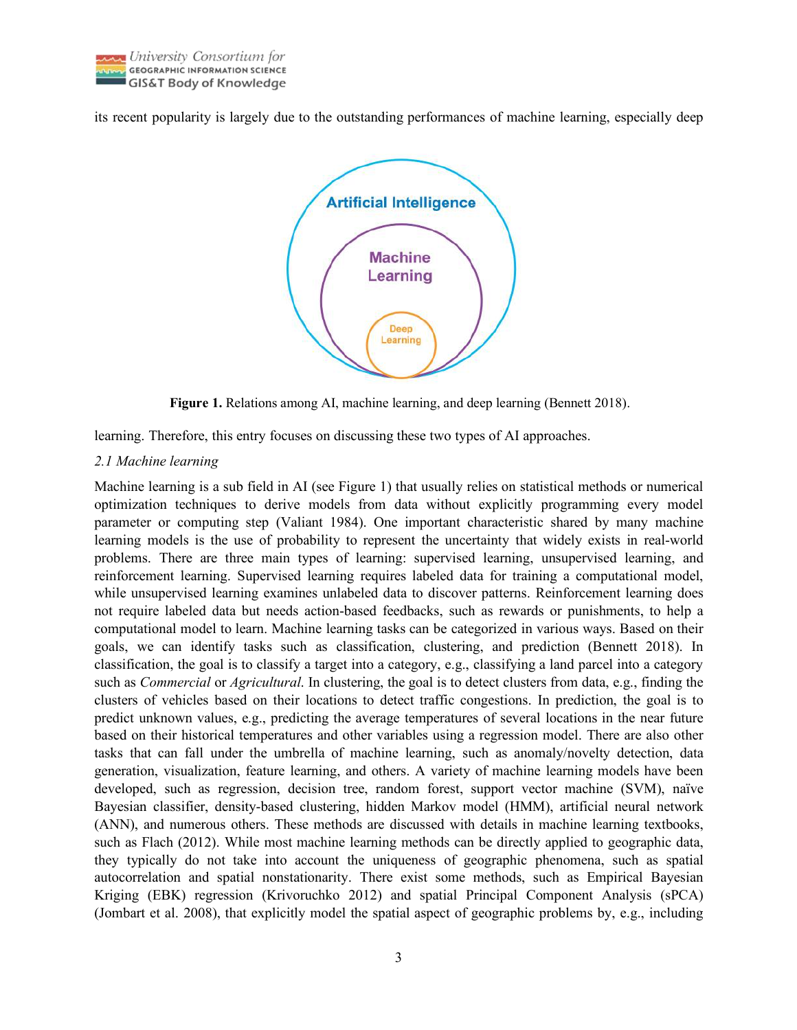its recent popularity is largely due to the outstanding performances of machine learning, especially deep learning. Therefore, this entry focuses on discussing these two types of AI approaches.

**Figure 1.** Relations among AI, machine learning, and deep learning (Bennett 2018).

*2.1 Machine learning*

Machine learning is a sub field in AI (see Figure 1) that usually relies on statistical methods or numerical optimization techniques to derive models from data without explicitly programming every model parameter or computing step (Valiant 1984). One important characteristic shared by many machine learning models is the use of probability to represent the uncertainty that widely exists in real-world problems. There are three main types of learning: supervised learning, unsupervised learning, and reinforcement learning. Supervised learning requires labeled data for training a computational model, while unsupervised learning examines unlabeled data to discover patterns. Reinforcement learning does not require labeled data but needs action-based feedbacks, such as rewards or punishments, to help a computational model to learn. Machine learning tasks can be categorized in various ways. Based on their goals, we can identify tasks such as classification, clustering, and prediction (Bennett 2018). In classification, the goal is to classify a target into a category, e.g., classifying a land parcel into a category such as *Commercial* or *Agricultural*. In clustering, the goal is to detect clusters from data, e.g., finding the clusters of vehicles based on their locations to detect traffic congestions. In prediction, the goal is to predict unknown values, e.g., predicting the average temperatures of several locations in the near future based on their historical temperatures and other variables using a regression model. There are also other tasks that can fall under the umbrella of machine learning, such as anomaly/novelty detection, data generation, visualization, feature learning, and others. A variety of machine learning models have been developed, such as regression, decision tree, random forest, support vector machine (SVM), naïve Bayesian classifier, density-based clustering, hidden Markov model (HMM), artificial neural network (ANN), and numerous others. These methods are discussed with details in machine learning textbooks, such as Flach (2012). While most machine learning methods can be directly applied to geographic data, they typically do not take into account the uniqueness of geographic phenomena, such as spatial autocorrelation and spatial nonstationarity. There exist some methods, such as Empirical Bayesian Kriging (EBK) regression (Krivoruchko 2012) and spatial Principal Component Analysis (sPCA) (Jombart et al. 2008), that explicitly model the spatial aspect of geographic problems by, e.g., including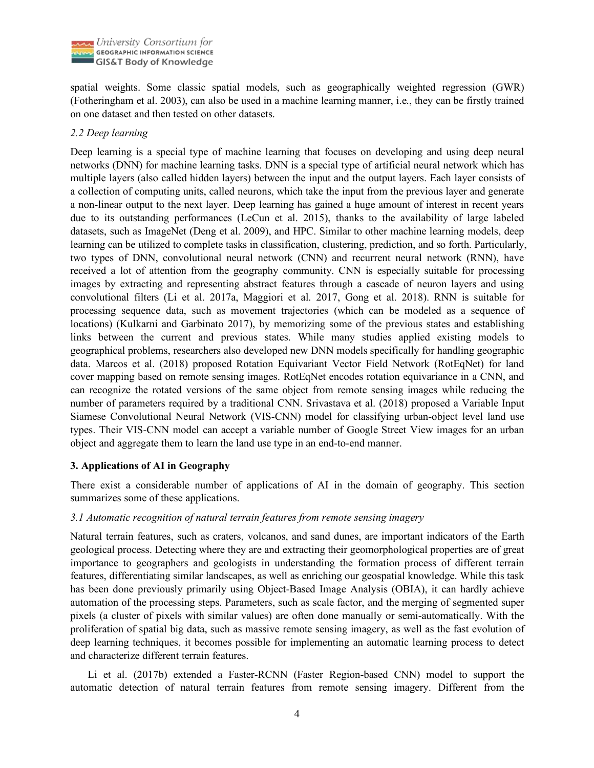spatial weights. Some classic spatial models, such as geographically weighted regression (GWR) (Fotheringham et al. 2003), can also be used in a machine learning manner, i.e., they can be firstly trained on one dataset and then tested on other datasets.

### *2.2 Deep learning*

Deep learning is a special type of machine learning that focuses on developing and using deep neural networks (DNN) for machine learning tasks. DNN is a special type of artificial neural network which has multiple layers (also called hidden layers) between the input and the output layers. Each layer consists of a collection of computing units, called neurons, which take the input from the previous layer and generate a non-linear output to the next layer. Deep learning has gained a huge amount of interest in recent years due to its outstanding performances (LeCun et al. 2015), thanks to the availability of large labeled datasets, such as ImageNet (Deng et al. 2009), and HPC. Similar to other machine learning models, deep learning can be utilized to complete tasks in classification, clustering, prediction, and so forth. Particularly, two types of DNN, convolutional neural network (CNN) and recurrent neural network (RNN), have received a lot of attention from the geography community. CNN is especially suitable for processing images by extracting and representing abstract features through a cascade of neuron layers and using convolutional filters (Li et al. 2017a, Maggiori et al. 2017, Gong et al. 2018). RNN is suitable for processing sequence data, such as movement trajectories (which can be modeled as a sequence of locations) (Kulkarni and Garbinato 2017), by memorizing some of the previous states and establishing links between the current and previous states. While many studies applied existing models to geographical problems, researchers also developed new DNN models specifically for handling geographic data. Marcos et al. (2018) proposed Rotation Equivariant Vector Field Network (RotEqNet) for land cover mapping based on remote sensing images. RotEqNet encodes rotation equivariance in a CNN, and can recognize the rotated versions of the same object from remote sensing images while reducing the number of parameters required by a traditional CNN. Srivastava et al. (2018) proposed a Variable Input Siamese Convolutional Neural Network (VIS-CNN) model for classifying urban-object level land use types. Their VIS-CNN model can accept a variable number of Google Street View images for an urban object and aggregate them to learn the land use type in an end-to-end manner.

## 3. Applications of AI in Geography

There exist a considerable number of applications of AI in the domain of geography. This section summarizes some of these applications.

### *3.1 Automatic recognition of natural terrain features from remote sensing imagery*

Natural terrain features, such as craters, volcanos, and sand dunes, are important indicators of the Earth geological process. Detecting where they are and extracting their geomorphological properties are of great importance to geographers and geologists in understanding the formation process of different terrain features, differentiating similar landscapes, as well as enriching our geospatial knowledge. While this task has been done previously primarily using Object-Based Image Analysis (OBIA), it can hardly achieve automation of the processing steps. Parameters, such as scale factor, and the merging of segmented super pixels (a cluster of pixels with similar values) are often done manually or semi-automatically. With the proliferation of spatial big data, such as massive remote sensing imagery, as well as the fast evolution of deep learning techniques, it becomes possible for implementing an automatic learning process to detect and characterize different terrain features.

Li et al. (2017b) extended a Faster-RCNN (Faster Region-based CNN) model to support the automatic detection of natural terrain features from remote sensing imagery. Different from the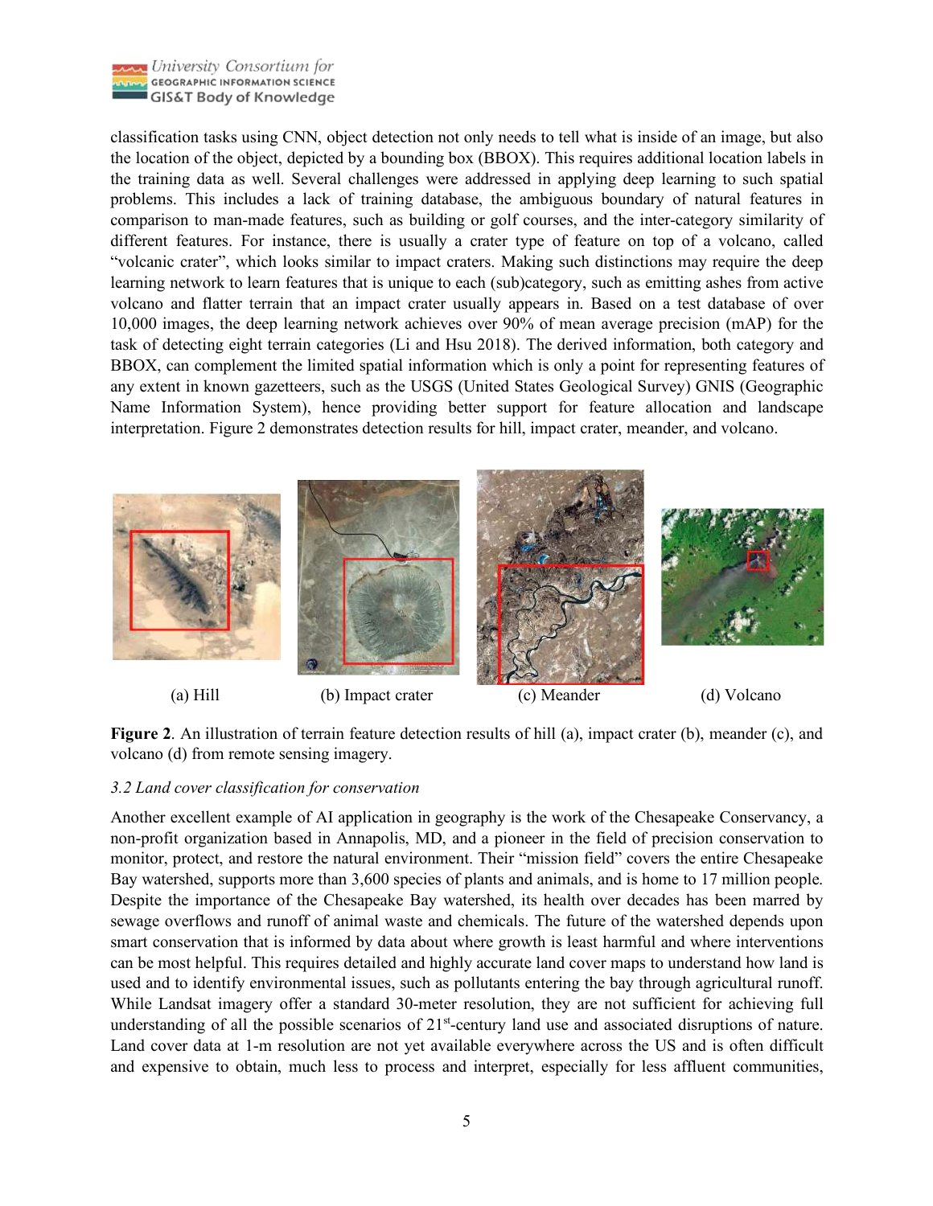classification tasks using CNN, object detection not only needs to tell what is inside of an image, but also the location of the object, depicted by a bounding box (BBOX). This requires additional location labels in the training data as well. Several challenges were addressed in applying deep learning to such spatial problems. This includes a lack of training database, the ambiguous boundary of natural features in comparison to man-made features, such as building or golf courses, and the inter-category similarity of different features. For instance, there is usually a crater type of feature on top of a volcano, called "volcanic crater", which looks similar to impact craters. Making such distinctions may require the deep learning network to learn features that is unique to each (sub)category, such as emitting ashes from active volcano and flatter terrain that an impact crater usually appears in. Based on a test database of over 10,000 images, the deep learning network achieves over 90% of mean average precision (mAP) for the task of detecting eight terrain categories (Li and Hsu 2018). The derived information, both category and BBOX, can complement the limited spatial information which is only a point for representing features of any extent in known gazetteers, such as the USGS (United States Geological Survey) GNIS (Geographic Name Information System), hence providing better support for feature allocation and landscape interpretation. Figure 2 demonstrates detection results for hill, impact crater, meander, and volcano.

(a) Hill (b) Impact crater (c) Meander (d) Volcano

**Figure 2**. An illustration of terrain feature detection results of hill (a), impact crater (b), meander (c), and volcano (d) from remote sensing imagery.

### *3.2 Land cover classification for conservation*

Another excellent example of AI application in geography is the work of the Chesapeake Conservancy, a non-profit organization based in Annapolis, MD, and a pioneer in the field of precision conservation to monitor, protect, and restore the natural environment. Their "mission field" covers the entire Chesapeake Bay watershed, supports more than 3,600 species of plants and animals, and is home to 17 million people. Despite the importance of the Chesapeake Bay watershed, its health over decades has been marred by sewage overflows and runoff of animal waste and chemicals. The future of the watershed depends upon smart conservation that is informed by data about where growth is least harmful and where interventions can be most helpful. This requires detailed and highly accurate land cover maps to understand how land is used and to identify environmental issues, such as pollutants entering the bay through agricultural runoff. While Landsat imagery offer a standard 30-meter resolution, they are not sufficient for achieving full understanding of all the possible scenarios of 21st-century land use and associated disruptions of nature. Land cover data at 1-m resolution are not yet available everywhere across the US and is often difficult and expensive to obtain, much less to process and interpret, especially for less affluent communities,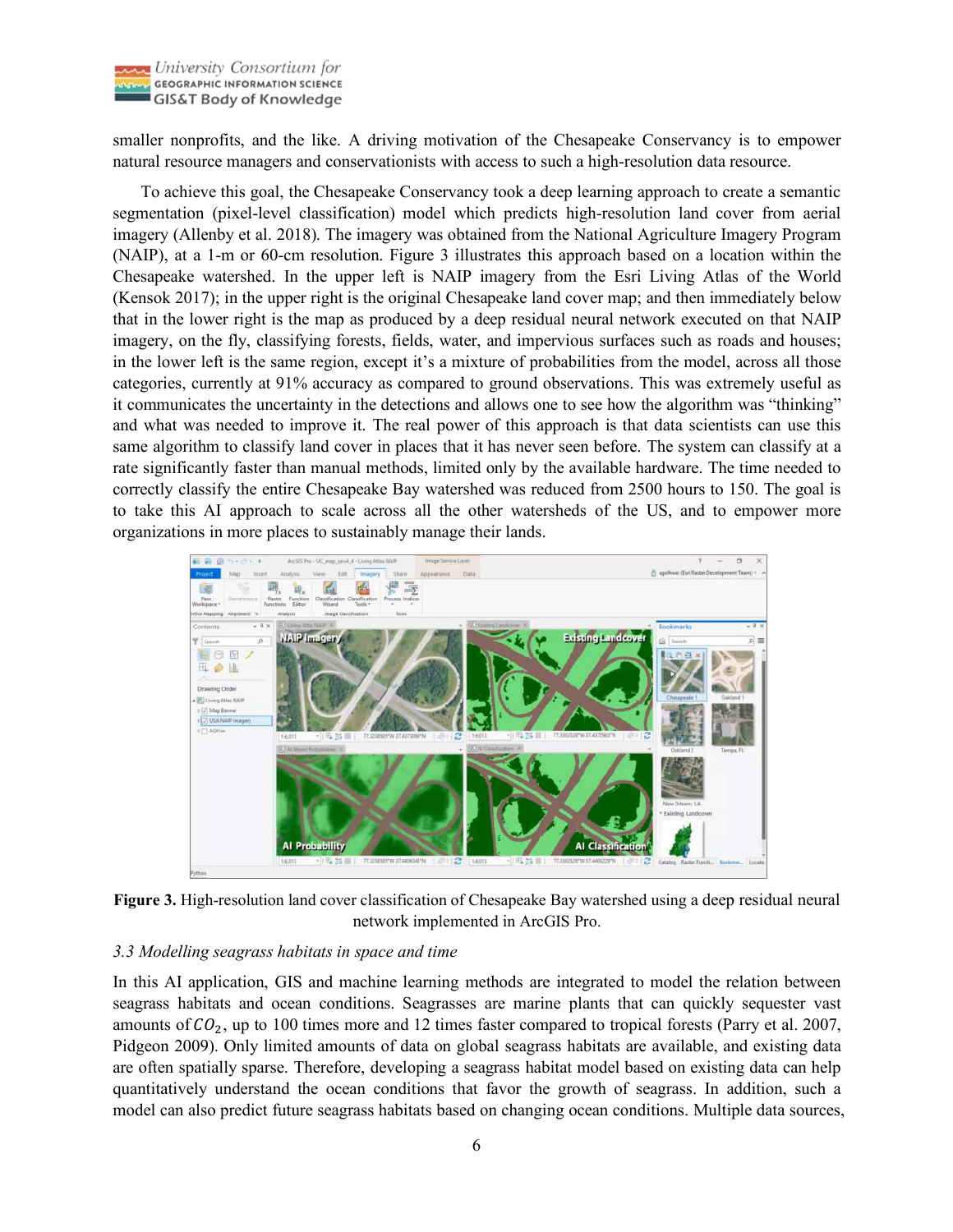smaller nonprofits, and the like. A driving motivation of the Chesapeake Conservancy is to empower natural resource managers and conservationists with access to such a high-resolution data resource.

To achieve this goal, the Chesapeake Conservancy took a deep learning approach to create a semantic segmentation (pixel-level classification) model which predicts high-resolution land cover from aerial imagery (Allenby et al. 2018). The imagery was obtained from the National Agriculture Imagery Program (NAIP), at a 1-m or 60-cm resolution. Figure 3 illustrates this approach based on a location within the Chesapeake watershed. In the upper left is NAIP imagery from the Esri Living Atlas of the World (Kensok 2017); in the upper right is the original Chesapeake land cover map; and then immediately below that in the lower right is the map as produced by a deep residual neural network executed on that NAIP imagery, on the fly, classifying forests, fields, water, and impervious surfaces such as roads and houses; in the lower left is the same region, except it's a mixture of probabilities from the model, across all those categories, currently at 91% accuracy as compared to ground observations. This was extremely useful as it communicates the uncertainty in the detections and allows one to see how the algorithm was "thinking" and what was needed to improve it. The real power of this approach is that data scientists can use this same algorithm to classify land cover in places that it has never seen before. The system can classify at a rate significantly faster than manual methods, limited only by the available hardware. The time needed to correctly classify the entire Chesapeake Bay watershed was reduced from 2500 hours to 150. The goal is to take this AI approach to scale across all the other watersheds of the US, and to empower more organizations in more places to sustainably manage their lands.

**Figure 3.** High-resolution land cover classification of Chesapeake Bay watershed using a deep residual neural network implemented in ArcGIS Pro.

*3.3 Modelling seagrass habitats in space and time*

In this AI application, GIS and machine learning methods are integrated to model the relation between seagrass habitats and ocean conditions. Seagrasses are marine plants that can quickly sequester vast amounts of $CO_2$, up to 100 times more and 12 times faster compared to tropical forests (Parry et al. 2007, Pidgeon 2009). Only limited amounts of data on global seagrass habitats are available, and existing data are often spatially sparse. Therefore, developing a seagrass habitat model based on existing data can help quantitatively understand the ocean conditions that favor the growth of seagrass. In addition, such a model can also predict future seagrass habitats based on changing ocean conditions. Multiple data sources,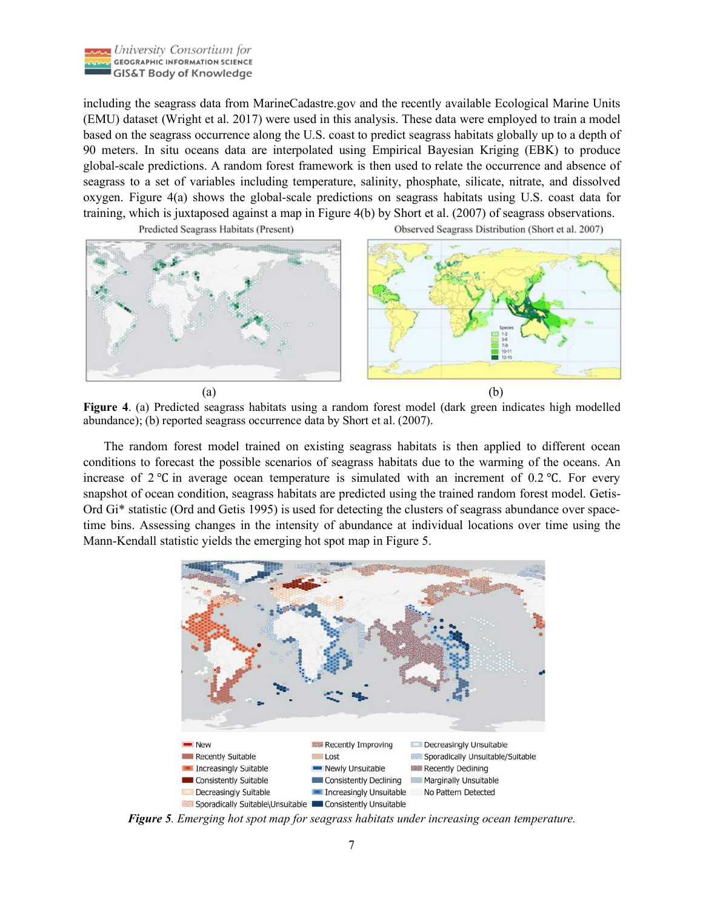including the seagrass data from MarineCadastre.gov and the recently available Ecological Marine Units (EMU) dataset (Wright et al. 2017) were used in this analysis. These data were employed to train a model based on the seagrass occurrence along the U.S. coast to predict seagrass habitats globally up to a depth of 90 meters. In situ oceans data are interpolated using Empirical Bayesian Kriging (EBK) to produce global-scale predictions. A random forest framework is then used to relate the occurrence and absence of seagrass to a set of variables including temperature, salinity, phosphate, silicate, nitrate, and dissolved oxygen. Figure 4(a) shows the global-scale predictions on seagrass habitats using U.S. coast data for training, which is juxtaposed against a map in Figure 4(b) by Short et al. (2007) of seagrass observations.

**Figure 4**. (a) Predicted seagrass habitats using a random forest model (dark green indicates high modelled abundance); (b) reported seagrass occurrence data by Short et al. (2007).

The random forest model trained on existing seagrass habitats is then applied to different ocean conditions to forecast the possible scenarios of seagrass habitats due to the warming of the oceans. An increase of 2 ℃ in average ocean temperature is simulated with an increment of 0.2 ℃. For every snapshot of ocean condition, seagrass habitats are predicted using the trained random forest model. Getis-Ord Gi* statistic (Ord and Getis 1995) is used for detecting the clusters of seagrass abundance over space-time bins. Assessing changes in the intensity of abundance at individual locations over time using the Mann-Kendall statistic yields the emerging hot spot map in Figure 5.

***Figure 5**. Emerging hot spot map for seagrass habitats under increasing ocean temperature.*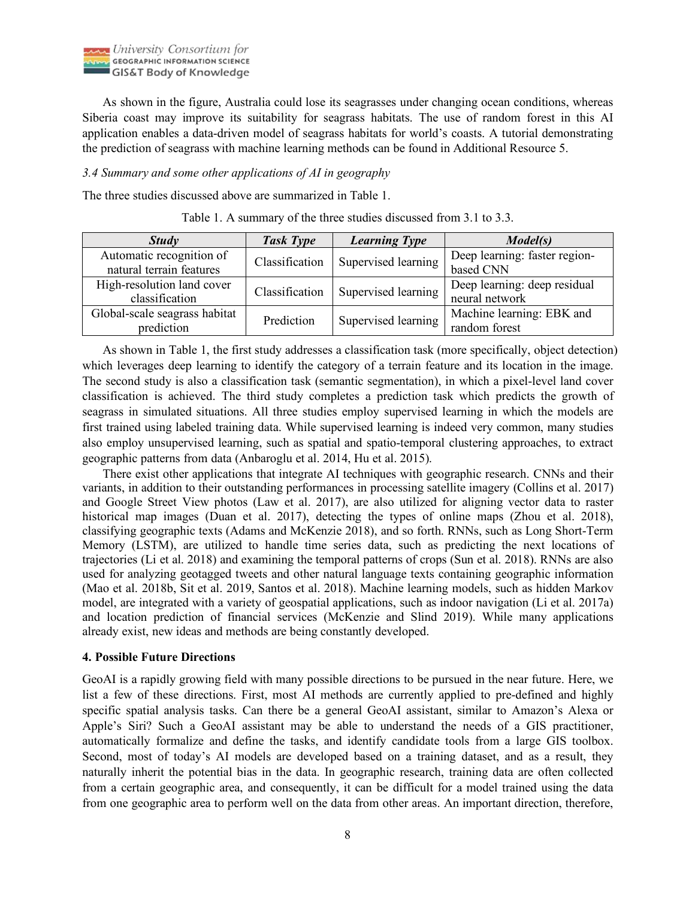As shown in the figure, Australia could lose its seagrasses under changing ocean conditions, whereas Siberia coast may improve its suitability for seagrass habitats. The use of random forest in this AI application enables a data-driven model of seagrass habitats for world's coasts. A tutorial demonstrating the prediction of seagrass with machine learning methods can be found in Additional Resource 5.

### *3.4 Summary and some other applications of AI in geography*

The three studies discussed above are summarized in Table 1.

Table 1. A summary of the three studies discussed from 3.1 to 3.3.

| ***Study*** | ***Task Type*** | ***Learning Type*** | ***Model(s)*** |
|---|---|---|---|
| Automatic recognition of natural terrain features | Classification | Supervised learning | Deep learning: faster region-based CNN |
| High-resolution land cover classification | Classification | Supervised learning | Deep learning: deep residual neural network |
| Global-scale seagrass habitat prediction | Prediction | Supervised learning | Machine learning: EBK and random forest |

As shown in Table 1, the first study addresses a classification task (more specifically, object detection) which leverages deep learning to identify the category of a terrain feature and its location in the image. The second study is also a classification task (semantic segmentation), in which a pixel-level land cover classification is achieved. The third study completes a prediction task which predicts the growth of seagrass in simulated situations. All three studies employ supervised learning in which the models are first trained using labeled training data. While supervised learning is indeed very common, many studies also employ unsupervised learning, such as spatial and spatio-temporal clustering approaches, to extract geographic patterns from data (Anbaroglu et al. 2014, Hu et al. 2015).

There exist other applications that integrate AI techniques with geographic research. CNNs and their variants, in addition to their outstanding performances in processing satellite imagery (Collins et al. 2017) and Google Street View photos (Law et al. 2017), are also utilized for aligning vector data to raster historical map images (Duan et al. 2017), detecting the types of online maps (Zhou et al. 2018), classifying geographic texts (Adams and McKenzie 2018), and so forth. RNNs, such as Long Short-Term Memory (LSTM), are utilized to handle time series data, such as predicting the next locations of trajectories (Li et al. 2018) and examining the temporal patterns of crops (Sun et al. 2018). RNNs are also used for analyzing geotagged tweets and other natural language texts containing geographic information (Mao et al. 2018b, Sit et al. 2019, Santos et al. 2018). Machine learning models, such as hidden Markov model, are integrated with a variety of geospatial applications, such as indoor navigation (Li et al. 2017a) and location prediction of financial services (McKenzie and Slind 2019). While many applications already exist, new ideas and methods are being constantly developed.

## **4. Possible Future Directions**

GeoAI is a rapidly growing field with many possible directions to be pursued in the near future. Here, we list a few of these directions. First, most AI methods are currently applied to pre-defined and highly specific spatial analysis tasks. Can there be a general GeoAI assistant, similar to Amazon's Alexa or Apple's Siri? Such a GeoAI assistant may be able to understand the needs of a GIS practitioner, automatically formalize and define the tasks, and identify candidate tools from a large GIS toolbox. Second, most of today's AI models are developed based on a training dataset, and as a result, they naturally inherit the potential bias in the data. In geographic research, training data are often collected from a certain geographic area, and consequently, it can be difficult for a model trained using the data from one geographic area to perform well on the data from other areas. An important direction, therefore,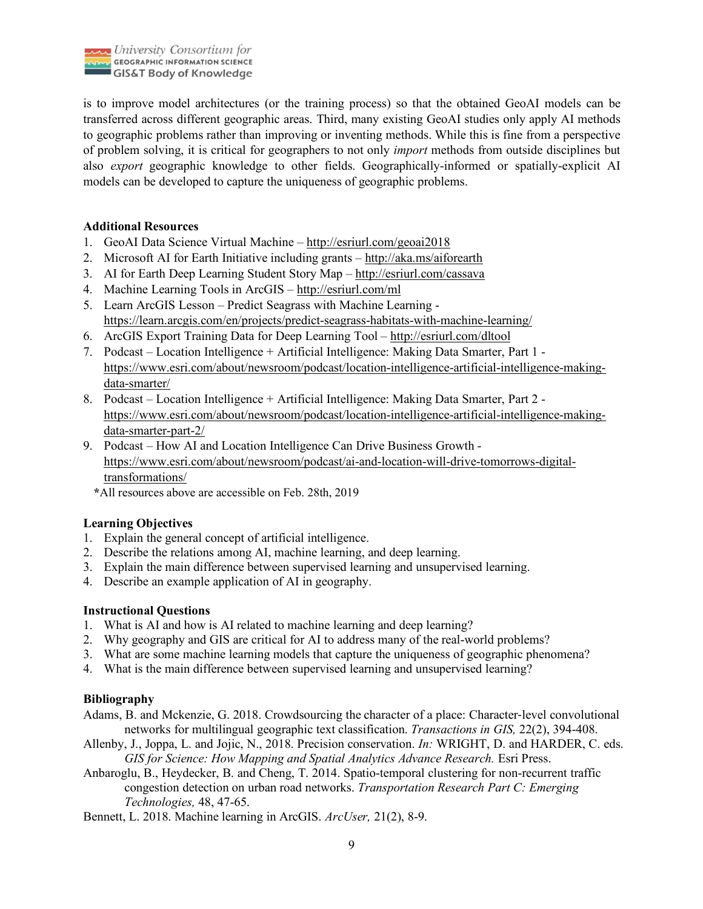is to improve model architectures (or the training process) so that the obtained GeoAI models can be transferred across different geographic areas. Third, many existing GeoAI studies only apply AI methods to geographic problems rather than improving or inventing methods. While this is fine from a perspective of problem solving, it is critical for geographers to not only *import* methods from outside disciplines but also *export* geographic knowledge to other fields. Geographically-informed or spatially-explicit AI models can be developed to capture the uniqueness of geographic problems.

**Additional Resources**

1. GeoAI Data Science Virtual Machine – http://esriurl.com/geoai2018
2. Microsoft AI for Earth Initiative including grants – http://aka.ms/aiforearth
3. AI for Earth Deep Learning Student Story Map – http://esriurl.com/cassava
4. Machine Learning Tools in ArcGIS – http://esriurl.com/ml
5. Learn ArcGIS Lesson – Predict Seagrass with Machine Learning - https://learn.arcgis.com/en/projects/predict-seagrass-habitats-with-machine-learning/
6. ArcGIS Export Training Data for Deep Learning Tool – http://esriurl.com/dltool
7. Podcast – Location Intelligence + Artificial Intelligence: Making Data Smarter, Part 1 - https://www.esri.com/about/newsroom/podcast/location-intelligence-artificial-intelligence-making-data-smarter/
8. Podcast – Location Intelligence + Artificial Intelligence: Making Data Smarter, Part 2 - https://www.esri.com/about/newsroom/podcast/location-intelligence-artificial-intelligence-making-data-smarter-part-2/
9. Podcast – How AI and Location Intelligence Can Drive Business Growth - https://www.esri.com/about/newsroom/podcast/ai-and-location-will-drive-tomorrows-digital-transformations/

*All resources above are accessible on Feb. 28th, 2019

**Learning Objectives**

1. Explain the general concept of artificial intelligence.
2. Describe the relations among AI, machine learning, and deep learning.
3. Explain the main difference between supervised learning and unsupervised learning.
4. Describe an example application of AI in geography.

**Instructional Questions**

1. What is AI and how is AI related to machine learning and deep learning?
2. Why geography and GIS are critical for AI to address many of the real-world problems?
3. What are some machine learning models that capture the uniqueness of geographic phenomena?
4. What is the main difference between supervised learning and unsupervised learning?

**Bibliography**

Adams, B. and Mckenzie, G. 2018. Crowdsourcing the character of a place: Character-level convolutional networks for multilingual geographic text classification. *Transactions in GIS,* 22(2), 394-408.

Allenby, J., Joppa, L. and Jojic, N., 2018. Precision conservation. *In:* WRIGHT, D. and HARDER, C. eds. *GIS for Science: How Mapping and Spatial Analytics Advance Research.* Esri Press.

Anbaroglu, B., Heydecker, B. and Cheng, T. 2014. Spatio-temporal clustering for non-recurrent traffic congestion detection on urban road networks. *Transportation Research Part C: Emerging Technologies,* 48, 47-65.

Bennett, L. 2018. Machine learning in ArcGIS. *ArcUser,* 21(2), 8-9.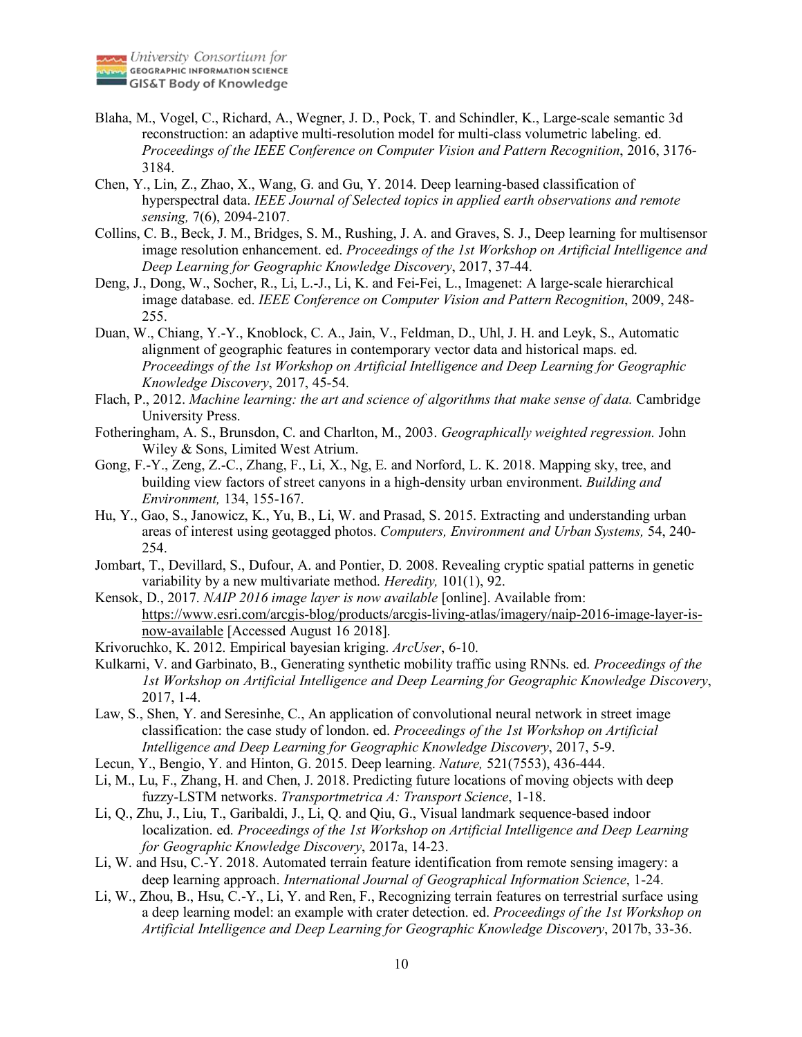Blaha, M., Vogel, C., Richard, A., Wegner, J. D., Pock, T. and Schindler, K., Large-scale semantic 3d reconstruction: an adaptive multi-resolution model for multi-class volumetric labeling. ed. *Proceedings of the IEEE Conference on Computer Vision and Pattern Recognition*, 2016, 3176-3184.

Chen, Y., Lin, Z., Zhao, X., Wang, G. and Gu, Y. 2014. Deep learning-based classification of hyperspectral data. *IEEE Journal of Selected topics in applied earth observations and remote sensing,* 7(6), 2094-2107.

Collins, C. B., Beck, J. M., Bridges, S. M., Rushing, J. A. and Graves, S. J., Deep learning for multisensor image resolution enhancement. ed. *Proceedings of the 1st Workshop on Artificial Intelligence and Deep Learning for Geographic Knowledge Discovery*, 2017, 37-44.

Deng, J., Dong, W., Socher, R., Li, L.-J., Li, K. and Fei-Fei, L., Imagenet: A large-scale hierarchical image database. ed. *IEEE Conference on Computer Vision and Pattern Recognition*, 2009, 248-255.

Duan, W., Chiang, Y.-Y., Knoblock, C. A., Jain, V., Feldman, D., Uhl, J. H. and Leyk, S., Automatic alignment of geographic features in contemporary vector data and historical maps. ed. *Proceedings of the 1st Workshop on Artificial Intelligence and Deep Learning for Geographic Knowledge Discovery*, 2017, 45-54.

Flach, P., 2012. *Machine learning: the art and science of algorithms that make sense of data.* Cambridge University Press.

Fotheringham, A. S., Brunsdon, C. and Charlton, M., 2003. *Geographically weighted regression.* John Wiley & Sons, Limited West Atrium.

Gong, F.-Y., Zeng, Z.-C., Zhang, F., Li, X., Ng, E. and Norford, L. K. 2018. Mapping sky, tree, and building view factors of street canyons in a high-density urban environment. *Building and Environment,* 134, 155-167.

Hu, Y., Gao, S., Janowicz, K., Yu, B., Li, W. and Prasad, S. 2015. Extracting and understanding urban areas of interest using geotagged photos. *Computers, Environment and Urban Systems,* 54, 240-254.

Jombart, T., Devillard, S., Dufour, A. and Pontier, D. 2008. Revealing cryptic spatial patterns in genetic variability by a new multivariate method. *Heredity,* 101(1), 92.

Kensok, D., 2017. *NAIP 2016 image layer is now available* [online]. Available from: https://www.esri.com/arcgis-blog/products/arcgis-living-atlas/imagery/naip-2016-image-layer-is-now-available [Accessed August 16 2018].

Krivoruchko, K. 2012. Empirical bayesian kriging. *ArcUser*, 6-10.

Kulkarni, V. and Garbinato, B., Generating synthetic mobility traffic using RNNs. ed. *Proceedings of the 1st Workshop on Artificial Intelligence and Deep Learning for Geographic Knowledge Discovery*, 2017, 1-4.

Law, S., Shen, Y. and Seresinhe, C., An application of convolutional neural network in street image classification: the case study of london. ed. *Proceedings of the 1st Workshop on Artificial Intelligence and Deep Learning for Geographic Knowledge Discovery*, 2017, 5-9.

Lecun, Y., Bengio, Y. and Hinton, G. 2015. Deep learning. *Nature,* 521(7553), 436-444.

Li, M., Lu, F., Zhang, H. and Chen, J. 2018. Predicting future locations of moving objects with deep fuzzy-LSTM networks. *Transportmetrica A: Transport Science*, 1-18.

Li, Q., Zhu, J., Liu, T., Garibaldi, J., Li, Q. and Qiu, G., Visual landmark sequence-based indoor localization. ed. *Proceedings of the 1st Workshop on Artificial Intelligence and Deep Learning for Geographic Knowledge Discovery*, 2017a, 14-23.

Li, W. and Hsu, C.-Y. 2018. Automated terrain feature identification from remote sensing imagery: a deep learning approach. *International Journal of Geographical Information Science*, 1-24.

Li, W., Zhou, B., Hsu, C.-Y., Li, Y. and Ren, F., Recognizing terrain features on terrestrial surface using a deep learning model: an example with crater detection. ed. *Proceedings of the 1st Workshop on Artificial Intelligence and Deep Learning for Geographic Knowledge Discovery*, 2017b, 33-36.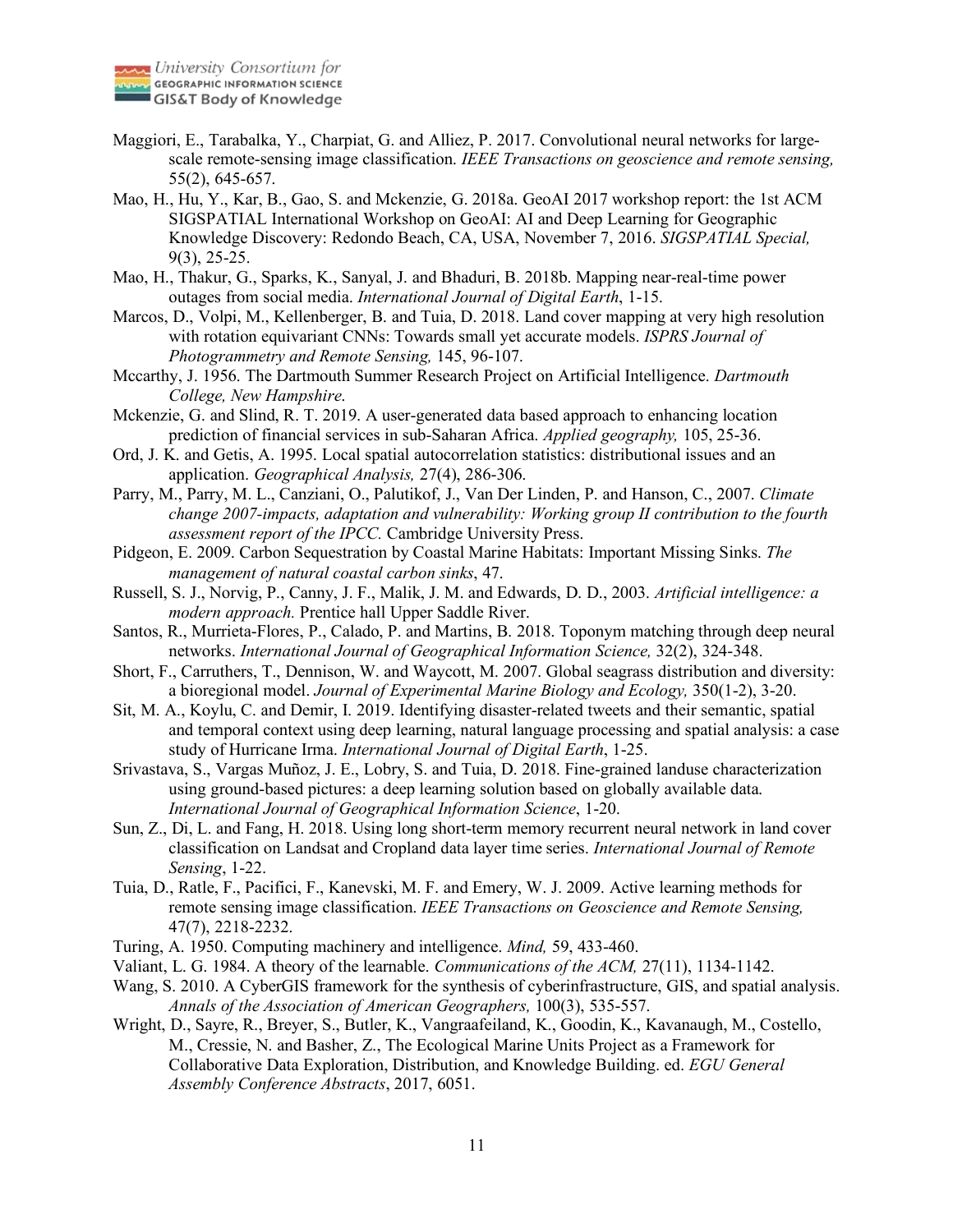Maggiori, E., Tarabalka, Y., Charpiat, G. and Alliez, P. 2017. Convolutional neural networks for large-scale remote-sensing image classification. *IEEE Transactions on geoscience and remote sensing,* 55(2), 645-657.

Mao, H., Hu, Y., Kar, B., Gao, S. and Mckenzie, G. 2018a. GeoAI 2017 workshop report: the 1st ACM SIGSPATIAL International Workshop on GeoAI: AI and Deep Learning for Geographic Knowledge Discovery: Redondo Beach, CA, USA, November 7, 2016. *SIGSPATIAL Special,* 9(3), 25-25.

Mao, H., Thakur, G., Sparks, K., Sanyal, J. and Bhaduri, B. 2018b. Mapping near-real-time power outages from social media. *International Journal of Digital Earth*, 1-15.

Marcos, D., Volpi, M., Kellenberger, B. and Tuia, D. 2018. Land cover mapping at very high resolution with rotation equivariant CNNs: Towards small yet accurate models. *ISPRS Journal of Photogrammetry and Remote Sensing,* 145, 96-107.

Mccarthy, J. 1956. The Dartmouth Summer Research Project on Artificial Intelligence. *Dartmouth College, New Hampshire*.

Mckenzie, G. and Slind, R. T. 2019. A user-generated data based approach to enhancing location prediction of financial services in sub-Saharan Africa. *Applied geography,* 105, 25-36.

Ord, J. K. and Getis, A. 1995. Local spatial autocorrelation statistics: distributional issues and an application. *Geographical Analysis,* 27(4), 286-306.

Parry, M., Parry, M. L., Canziani, O., Palutikof, J., Van Der Linden, P. and Hanson, C., 2007. *Climate change 2007-impacts, adaptation and vulnerability: Working group II contribution to the fourth assessment report of the IPCC.* Cambridge University Press.

Pidgeon, E. 2009. Carbon Sequestration by Coastal Marine Habitats: Important Missing Sinks. *The management of natural coastal carbon sinks*, 47.

Russell, S. J., Norvig, P., Canny, J. F., Malik, J. M. and Edwards, D. D., 2003. *Artificial intelligence: a modern approach.* Prentice hall Upper Saddle River.

Santos, R., Murrieta-Flores, P., Calado, P. and Martins, B. 2018. Toponym matching through deep neural networks. *International Journal of Geographical Information Science,* 32(2), 324-348.

Short, F., Carruthers, T., Dennison, W. and Waycott, M. 2007. Global seagrass distribution and diversity: a bioregional model. *Journal of Experimental Marine Biology and Ecology,* 350(1-2), 3-20.

Sit, M. A., Koylu, C. and Demir, I. 2019. Identifying disaster-related tweets and their semantic, spatial and temporal context using deep learning, natural language processing and spatial analysis: a case study of Hurricane Irma. *International Journal of Digital Earth*, 1-25.

Srivastava, S., Vargas Muñoz, J. E., Lobry, S. and Tuia, D. 2018. Fine-grained landuse characterization using ground-based pictures: a deep learning solution based on globally available data. *International Journal of Geographical Information Science*, 1-20.

Sun, Z., Di, L. and Fang, H. 2018. Using long short-term memory recurrent neural network in land cover classification on Landsat and Cropland data layer time series. *International Journal of Remote Sensing*, 1-22.

Tuia, D., Ratle, F., Pacifici, F., Kanevski, M. F. and Emery, W. J. 2009. Active learning methods for remote sensing image classification. *IEEE Transactions on Geoscience and Remote Sensing,* 47(7), 2218-2232.

Turing, A. 1950. Computing machinery and intelligence. *Mind,* 59, 433-460.

Valiant, L. G. 1984. A theory of the learnable. *Communications of the ACM,* 27(11), 1134-1142.

Wang, S. 2010. A CyberGIS framework for the synthesis of cyberinfrastructure, GIS, and spatial analysis. *Annals of the Association of American Geographers,* 100(3), 535-557.

Wright, D., Sayre, R., Breyer, S., Butler, K., Vangraafeiland, K., Goodin, K., Kavanaugh, M., Costello, M., Cressie, N. and Basher, Z., The Ecological Marine Units Project as a Framework for Collaborative Data Exploration, Distribution, and Knowledge Building. ed. *EGU General Assembly Conference Abstracts*, 2017, 6051.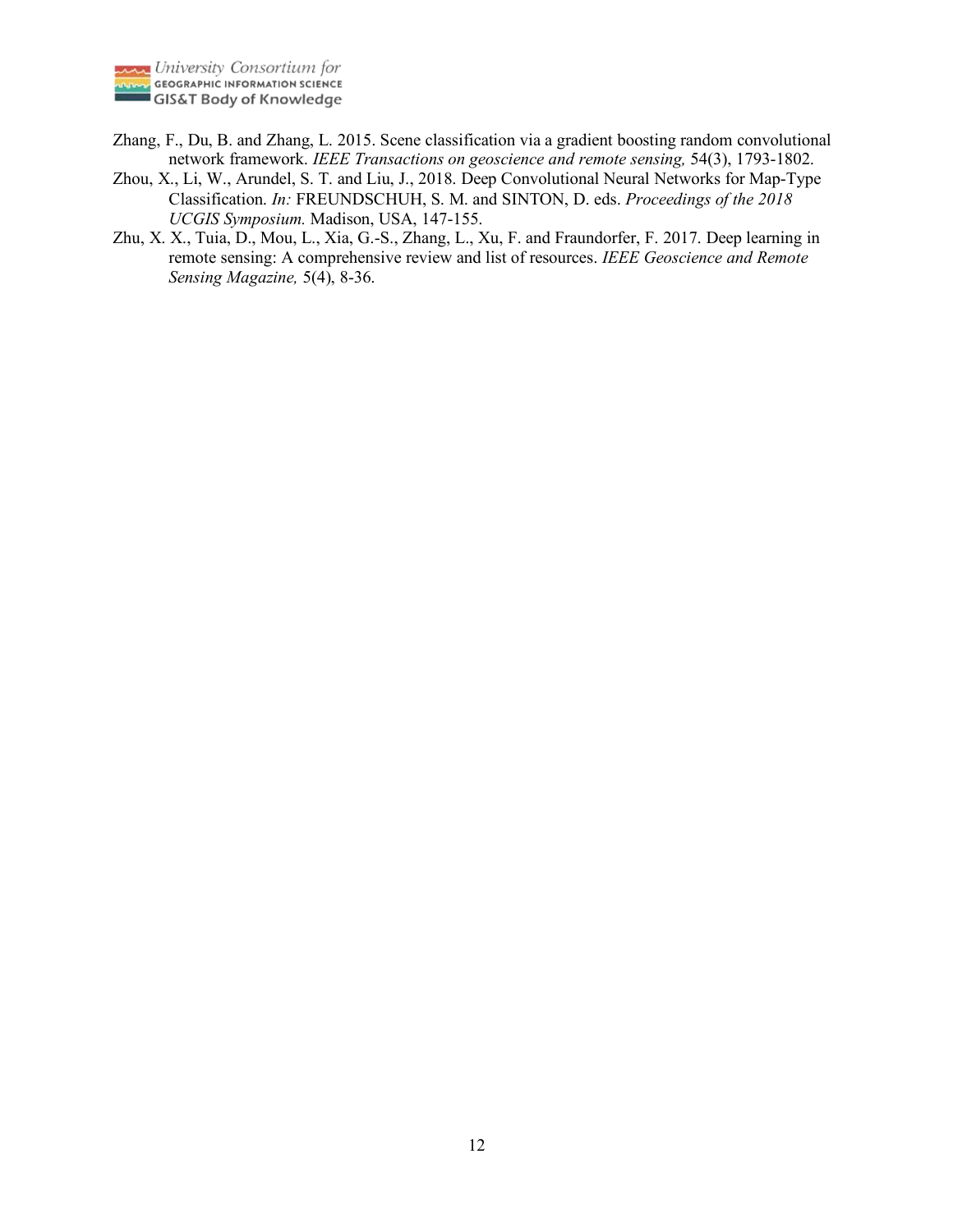Zhang, F., Du, B. and Zhang, L. 2015. Scene classification via a gradient boosting random convolutional network framework. *IEEE Transactions on geoscience and remote sensing,* 54(3), 1793-1802.

Zhou, X., Li, W., Arundel, S. T. and Liu, J., 2018. Deep Convolutional Neural Networks for Map-Type Classification. *In:* FREUNDSCHUH, S. M. and SINTON, D. eds. *Proceedings of the 2018 UCGIS Symposium.* Madison, USA, 147-155.

Zhu, X. X., Tuia, D., Mou, L., Xia, G.-S., Zhang, L., Xu, F. and Fraundorfer, F. 2017. Deep learning in remote sensing: A comprehensive review and list of resources. *IEEE Geoscience and Remote Sensing Magazine,* 5(4), 8-36.